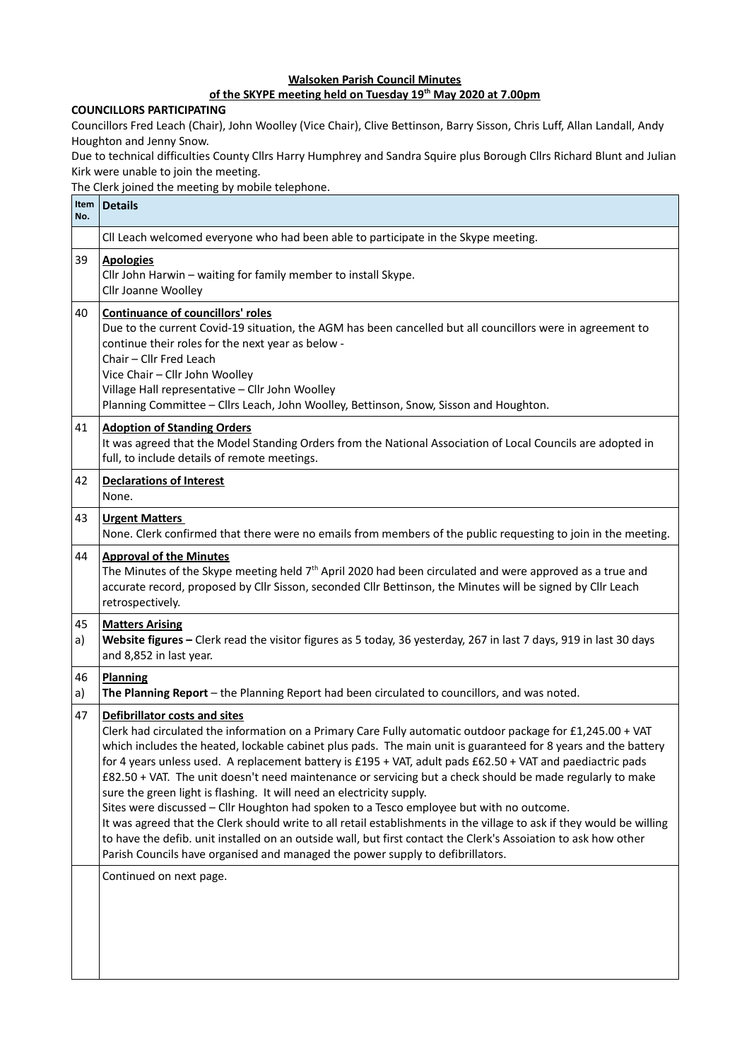**Walsoken Parish Council Minutes**

**of the SKYPE meeting held on Tuesday 19th May 2020 at 7.00pm**

**COUNCILLORS PARTICIPATING**

Councillors Fred Leach (Chair), John Woolley (Vice Chair), Clive Bettinson, Barry Sisson, Chris Luff, Allan Landall, Andy Houghton and Jenny Snow.

Due to technical difficulties County Cllrs Harry Humphrey and Sandra Squire plus Borough Cllrs Richard Blunt and Julian Kirk were unable to join the meeting.

The Clerk joined the meeting by mobile telephone.

| Item No. | Details |
|---|---|
| | Cll Leach welcomed everyone who had been able to participate in the Skype meeting. |
| 39 | **Apologies**<br>Cllr John Harwin – waiting for family member to install Skype.<br>Cllr Joanne Woolley |
| 40 | **Continuance of councillors' roles**<br>Due to the current Covid-19 situation, the AGM has been cancelled but all councillors were in agreement to continue their roles for the next year as below -<br>Chair – Cllr Fred Leach<br>Vice Chair – Cllr John Woolley<br>Village Hall representative – Cllr John Woolley<br>Planning Committee – Cllrs Leach, John Woolley, Bettinson, Snow, Sisson and Houghton. |
| 41 | **Adoption of Standing Orders**<br>It was agreed that the Model Standing Orders from the National Association of Local Councils are adopted in full, to include details of remote meetings. |
| 42 | **Declarations of Interest**<br>None. |
| 43 | **Urgent Matters**<br>None. Clerk confirmed that there were no emails from members of the public requesting to join in the meeting. |
| 44 | **Approval of the Minutes**<br>The Minutes of the Skype meeting held 7th April 2020 had been circulated and were approved as a true and accurate record, proposed by Cllr Sisson, seconded Cllr Bettinson, the Minutes will be signed by Cllr Leach retrospectively. |
| 45<br>a) | **Matters Arising**<br>**Website figures –** Clerk read the visitor figures as 5 today, 36 yesterday, 267 in last 7 days, 919 in last 30 days and 8,852 in last year. |
| 46<br>a) | **Planning**<br>**The Planning Report** – the Planning Report had been circulated to councillors, and was noted. |
| 47 | **Defibrillator costs and sites**<br>Clerk had circulated the information on a Primary Care Fully automatic outdoor package for £1,245.00 + VAT which includes the heated, lockable cabinet plus pads. The main unit is guaranteed for 8 years and the battery for 4 years unless used. A replacement battery is £195 + VAT, adult pads £62.50 + VAT and paediactric pads £82.50 + VAT. The unit doesn't need maintenance or servicing but a check should be made regularly to make sure the green light is flashing. It will need an electricity supply.<br>Sites were discussed – Cllr Houghton had spoken to a Tesco employee but with no outcome.<br>It was agreed that the Clerk should write to all retail establishments in the village to ask if they would be willing to have the defib. unit installed on an outside wall, but first contact the Clerk's Assoiation to ask how other Parish Councils have organised and managed the power supply to defibrillators. |
| | Continued on next page. |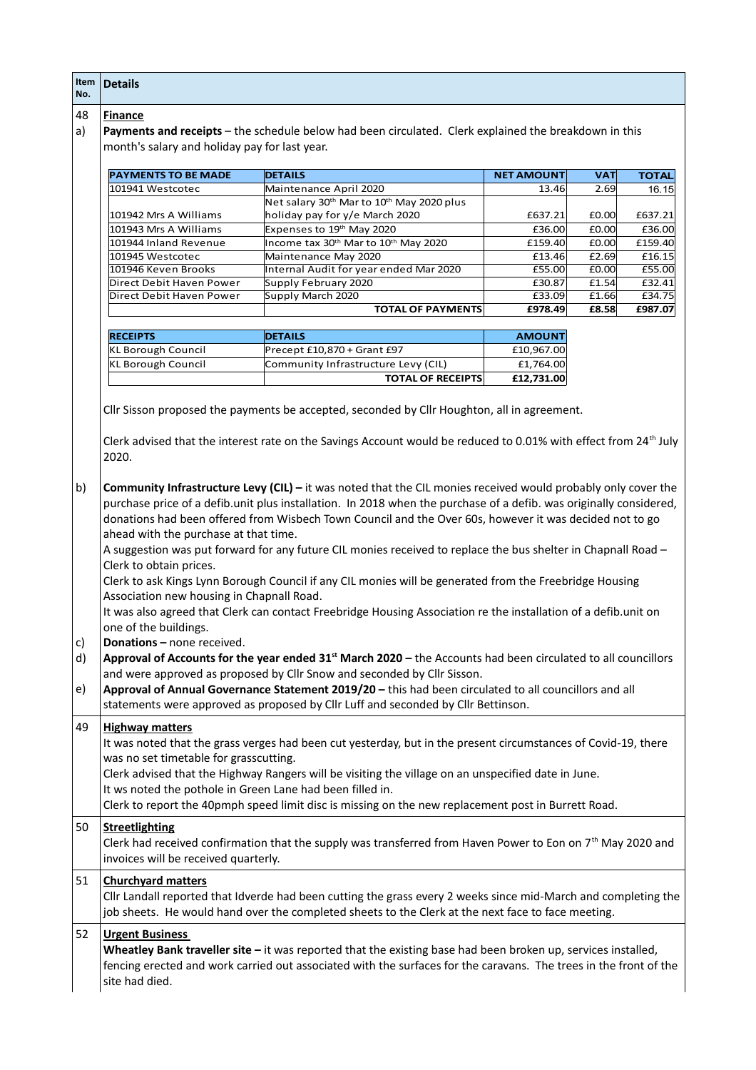| Item No. | Details |
|---|---|

**48 Finance**

a) **Payments and receipts** – the schedule below had been circulated. Clerk explained the breakdown in this month's salary and holiday pay for last year.

| PAYMENTS TO BE MADE | DETAILS | NET AMOUNT | VAT | TOTAL |
|---|---|---|---|---|
| 101941 Westcotec | Maintenance April 2020 | 13.46 | 2.69 | 16.15 |
| 101942 Mrs A Williams | Net salary 30th Mar to 10th May 2020 plus holiday pay for y/e March 2020 | £637.21 | £0.00 | £637.21 |
| 101943 Mrs A Williams | Expenses to 19th May 2020 | £36.00 | £0.00 | £36.00 |
| 101944 Inland Revenue | Income tax 30th Mar to 10th May 2020 | £159.40 | £0.00 | £159.40 |
| 101945 Westcotec | Maintenance May 2020 | £13.46 | £2.69 | £16.15 |
| 101946 Keven Brooks | Internal Audit for year ended Mar 2020 | £55.00 | £0.00 | £55.00 |
| Direct Debit Haven Power | Supply February 2020 | £30.87 | £1.54 | £32.41 |
| Direct Debit Haven Power | Supply March 2020 | £33.09 | £1.66 | £34.75 |
| | **TOTAL OF PAYMENTS** | **£978.49** | **£8.58** | **£987.07** |

| RECEIPTS | DETAILS | AMOUNT |
|---|---|---|
| KL Borough Council | Precept £10,870 + Grant £97 | £10,967.00 |
| KL Borough Council | Community Infrastructure Levy (CIL) | £1,764.00 |
| | **TOTAL OF RECEIPTS** | **£12,731.00** |

Cllr Sisson proposed the payments be accepted, seconded by Cllr Houghton, all in agreement.

Clerk advised that the interest rate on the Savings Account would be reduced to 0.01% with effect from 24th July 2020.

b) **Community Infrastructure Levy (CIL) –** it was noted that the CIL monies received would probably only cover the purchase price of a defib.unit plus installation. In 2018 when the purchase of a defib. was originally considered, donations had been offered from Wisbech Town Council and the Over 60s, however it was decided not to go ahead with the purchase at that time.
A suggestion was put forward for any future CIL monies received to replace the bus shelter in Chapnall Road – Clerk to obtain prices.
Clerk to ask Kings Lynn Borough Council if any CIL monies will be generated from the Freebridge Housing Association new housing in Chapnall Road.
It was also agreed that Clerk can contact Freebridge Housing Association re the installation of a defib.unit on one of the buildings.

c) **Donations –** none received.

d) **Approval of Accounts for the year ended 31st March 2020 –** the Accounts had been circulated to all councillors and were approved as proposed by Cllr Snow and seconded by Cllr Sisson.

e) **Approval of Annual Governance Statement 2019/20 –** this had been circulated to all councillors and all statements were approved as proposed by Cllr Luff and seconded by Cllr Bettinson.

**49 Highway matters**

It was noted that the grass verges had been cut yesterday, but in the present circumstances of Covid-19, there was no set timetable for grasscutting.
Clerk advised that the Highway Rangers will be visiting the village on an unspecified date in June.
It ws noted the pothole in Green Lane had been filled in.
Clerk to report the 40pmph speed limit disc is missing on the new replacement post in Burrett Road.

**50 Streetlighting**

Clerk had received confirmation that the supply was transferred from Haven Power to Eon on 7th May 2020 and invoices will be received quarterly.

**51 Churchyard matters**

Cllr Landall reported that Idverde had been cutting the grass every 2 weeks since mid-March and completing the job sheets. He would hand over the completed sheets to the Clerk at the next face to face meeting.

**52 Urgent Business**

**Wheatley Bank traveller site –** it was reported that the existing base had been broken up, services installed, fencing erected and work carried out associated with the surfaces for the caravans. The trees in the front of the site had died.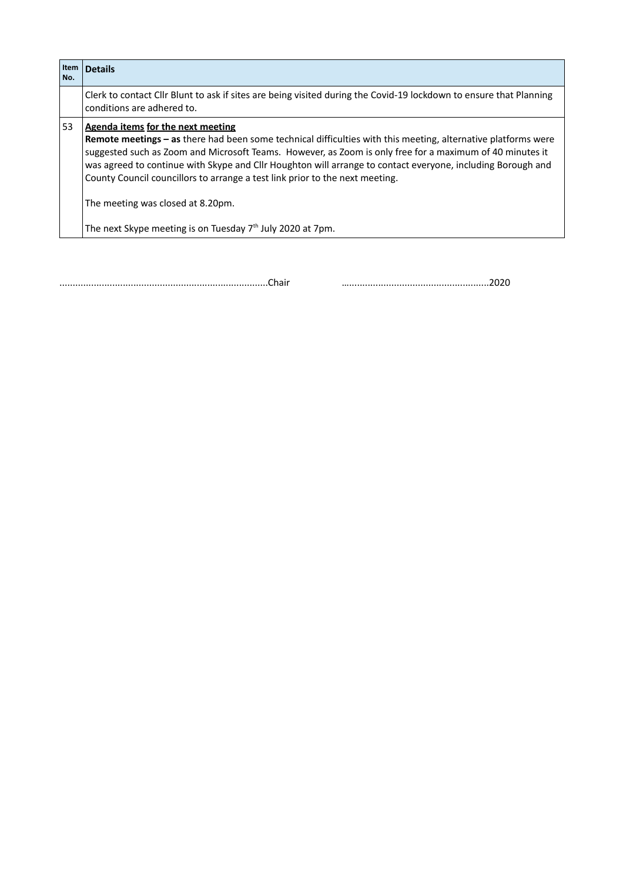| Item No. | Details |
|---|---|
| | Clerk to contact Cllr Blunt to ask if sites are being visited during the Covid-19 lockdown to ensure that Planning conditions are adhered to. |
| 53 | **Agenda items for the next meeting**<br>**Remote meetings – as** there had been some technical difficulties with this meeting, alternative platforms were suggested such as Zoom and Microsoft Teams. However, as Zoom is only free for a maximum of 40 minutes it was agreed to continue with Skype and Cllr Houghton will arrange to contact everyone, including Borough and County Council councillors to arrange a test link prior to the next meeting.<br><br>The meeting was closed at 8.20pm.<br><br>The next Skype meeting is on Tuesday 7th July 2020 at 7pm. |

..............................................................................Chair ……...................................................2020